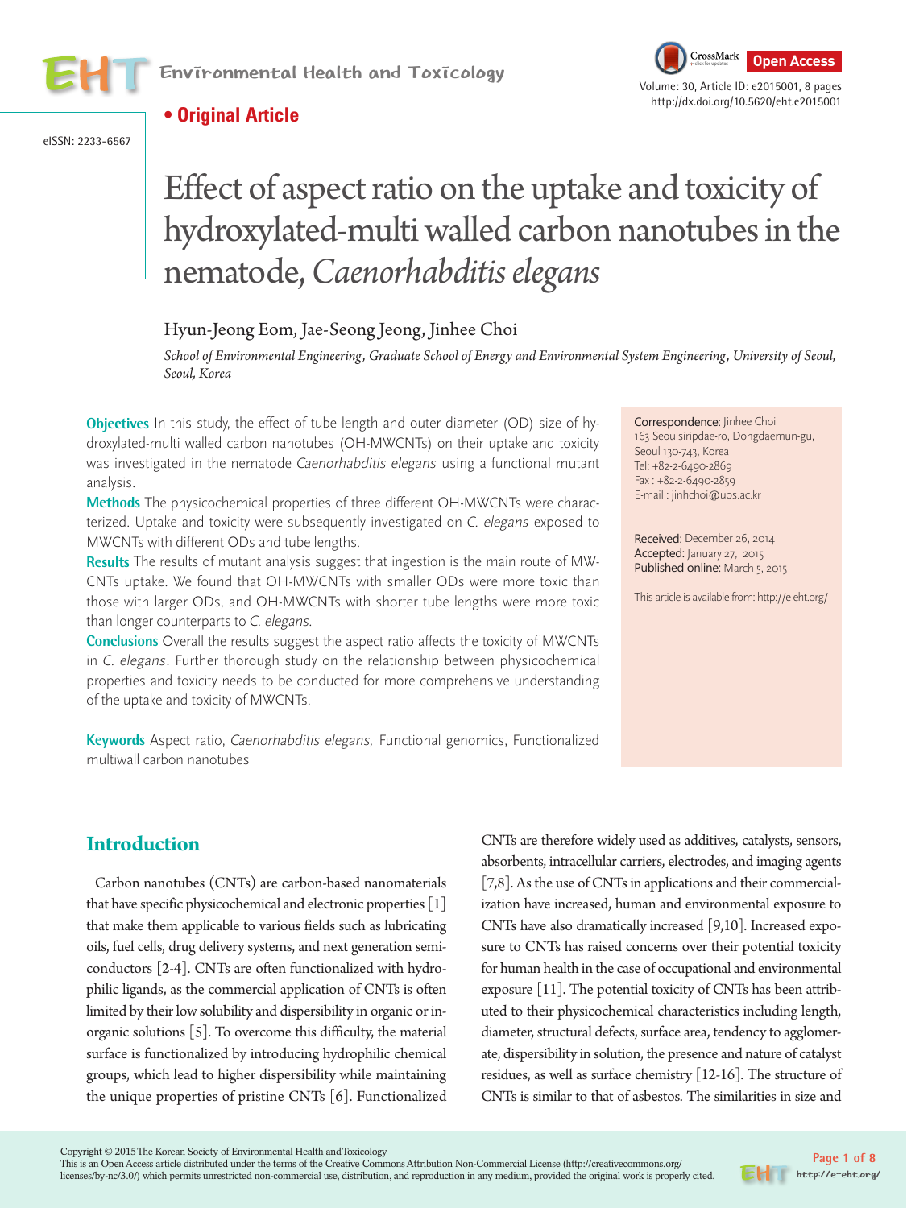**• Original Article**

eISSN: 2233-6567

# Effect of aspect ratio on the uptake and toxicity of hydroxylated-multi walled carbon nanotubes in the nematode, *Caenorhabditis elegans*

Hyun-Jeong Eom, Jae-Seong Jeong, Jinhee Choi

*School of Environmental Engineering, Graduate School of Energy and Environmental System Engineering, University of Seoul, Seoul, Korea*

**Objectives** In this study, the effect of tube length and outer diameter (OD) size of hydroxylated-multi walled carbon nanotubes (OH-MWCNTs) on their uptake and toxicity was investigated in the nematode *Caenorhabditis elegans* using a functional mutant analysis.

**Methods** The physicochemical properties of three different OH-MWCNTs were characterized. Uptake and toxicity were subsequently investigated on *C. elegans* exposed to MWCNTs with different ODs and tube lengths.

**Results** The results of mutant analysis suggest that ingestion is the main route of MWCNTs uptake. We found that OH-MWCNTs with smaller ODs were more toxic than those with larger ODs, and OH-MWCNTs with shorter tube lengths were more toxic than longer counterparts to *C. elegans*.

**Conclusions** Overall the results suggest the aspect ratio affects the toxicity of MWCNTs in *C. elegans*. Further thorough study on the relationship between physicochemical properties and toxicity needs to be conducted for more comprehensive understanding of the uptake and toxicity of MWCNTs.

**Keywords** Aspect ratio, *Caenorhabditis elegans*, Functional genomics, Functionalized multiwall carbon nanotubes

Correspondence: Jinhee Choi
163 Seoulsiripdae-ro, Dongdaemun-gu, Seoul 130-743, Korea
Tel: +82-2-6490-2869
Fax : +82-2-6490-2859
E-mail : jinhchoi@uos.ac.kr

Received: December 26, 2014
Accepted: January 27, 2015
Published online: March 5, 2015

This article is available from: http://e-eht.org/

## Introduction

Carbon nanotubes (CNTs) are carbon-based nanomaterials that have specific physicochemical and electronic properties [1] that make them applicable to various fields such as lubricating oils, fuel cells, drug delivery systems, and next generation semiconductors [2-4]. CNTs are often functionalized with hydrophilic ligands, as the commercial application of CNTs is often limited by their low solubility and dispersibility in organic or inorganic solutions [5]. To overcome this difficulty, the material surface is functionalized by introducing hydrophilic chemical groups, which lead to higher dispersibility while maintaining the unique properties of pristine CNTs [6]. Functionalized CNTs are therefore widely used as additives, catalysts, sensors, absorbents, intracellular carriers, electrodes, and imaging agents [7,8]. As the use of CNTs in applications and their commercialization have increased, human and environmental exposure to CNTs have also dramatically increased [9,10]. Increased exposure to CNTs has raised concerns over their potential toxicity for human health in the case of occupational and environmental exposure [11]. The potential toxicity of CNTs has been attributed to their physicochemical characteristics including length, diameter, structural defects, surface area, tendency to agglomerate, dispersibility in solution, the presence and nature of catalyst residues, as well as surface chemistry [12-16]. The structure of CNTs is similar to that of asbestos. The similarities in size and

Copyright © 2015 The Korean Society of Environmental Health and Toxicology
This is an Open Access article distributed under the terms of the Creative Commons Attribution Non-Commercial License (http://creativecommons.org/licenses/by-nc/3.0/) which permits unrestricted non-commercial use, distribution, and reproduction in any medium, provided the original work is properly cited.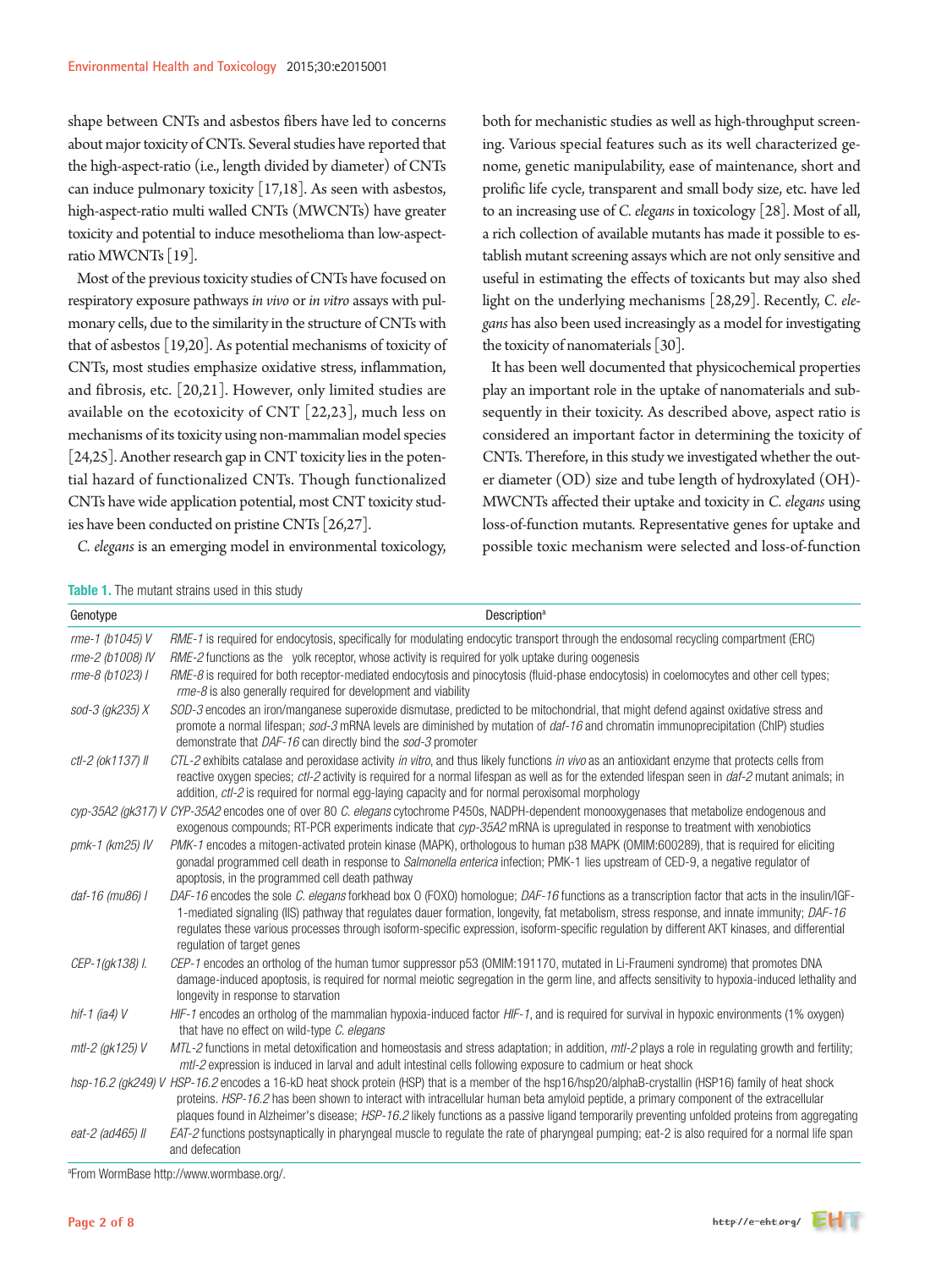shape between CNTs and asbestos fibers have led to concerns about major toxicity of CNTs. Several studies have reported that the high-aspect-ratio (i.e., length divided by diameter) of CNTs can induce pulmonary toxicity [17,18]. As seen with asbestos, high-aspect-ratio multi walled CNTs (MWCNTs) have greater toxicity and potential to induce mesothelioma than low-aspect-ratio MWCNTs [19].

Most of the previous toxicity studies of CNTs have focused on respiratory exposure pathways *in vivo* or *in vitro* assays with pulmonary cells, due to the similarity in the structure of CNTs with that of asbestos [19,20]. As potential mechanisms of toxicity of CNTs, most studies emphasize oxidative stress, inflammation, and fibrosis, etc. [20,21]. However, only limited studies are available on the ecotoxicity of CNT [22,23], much less on mechanisms of its toxicity using non-mammalian model species [24,25]. Another research gap in CNT toxicity lies in the potential hazard of functionalized CNTs. Though functionalized CNTs have wide application potential, most CNT toxicity studies have been conducted on pristine CNTs [26,27].

*C. elegans* is an emerging model in environmental toxicology, both for mechanistic studies as well as high-throughput screening. Various special features such as its well characterized genome, genetic manipulability, ease of maintenance, short and prolific life cycle, transparent and small body size, etc. have led to an increasing use of *C. elegans* in toxicology [28]. Most of all, a rich collection of available mutants has made it possible to establish mutant screening assays which are not only sensitive and useful in estimating the effects of toxicants but may also shed light on the underlying mechanisms [28,29]. Recently, *C. elegans* has also been used increasingly as a model for investigating the toxicity of nanomaterials [30].

It has been well documented that physicochemical properties play an important role in the uptake of nanomaterials and subsequently in their toxicity. As described above, aspect ratio is considered an important factor in determining the toxicity of CNTs. Therefore, in this study we investigated whether the outer diameter (OD) size and tube length of hydroxylated (OH)-MWCNTs affected their uptake and toxicity in *C. elegans* using loss-of-function mutants. Representative genes for uptake and possible toxic mechanism were selected and loss-of-function

**Table 1.** The mutant strains used in this study

| Genotype | Description[a] |
|---|---|
| *rme-1 (b1045) V* | *RME-1* is required for endocytosis, specifically for modulating endocytic transport through the endosomal recycling compartment (ERC) |
| *rme-2 (b1008) IV* | *RME-2* functions as the yolk receptor, whose activity is required for yolk uptake during oogenesis |
| *rme-8 (b1023) I* | *RME-8* is required for both receptor-mediated endocytosis and pinocytosis (fluid-phase endocytosis) in coelomocytes and other cell types; *rme-8* is also generally required for development and viability |
| *sod-3 (gk235) X* | *SOD-3* encodes an iron/manganese superoxide dismutase, predicted to be mitochondrial, that might defend against oxidative stress and promote a normal lifespan; *sod-3* mRNA levels are diminished by mutation of *daf-16* and chromatin immunoprecipitation (ChIP) studies demonstrate that *DAF-16* can directly bind the *sod-3* promoter |
| *ctl-2 (ok1137) II* | *CTL-2* exhibits catalase and peroxidase activity *in vitro*, and thus likely functions *in vivo* as an antioxidant enzyme that protects cells from reactive oxygen species; *ctl-2* activity is required for a normal lifespan as well as for the extended lifespan seen in *daf-2* mutant animals; in addition, *ctl-2* is required for normal egg-laying capacity and for normal peroxisomal morphology |
| *cyp-35A2 (gk317) V* | *CYP-35A2* encodes one of over 80 *C. elegans* cytochrome P450s, NADPH-dependent monooxygenases that metabolize endogenous and exogenous compounds; RT-PCR experiments indicate that *cyp-35A2* mRNA is upregulated in response to treatment with xenobiotics |
| *pmk-1 (km25) IV* | *PMK-1* encodes a mitogen-activated protein kinase (MAPK), orthologous to human p38 MAPK (OMIM:600289), that is required for eliciting gonadal programmed cell death in response to *Salmonella enterica* infection; PMK-1 lies upstream of CED-9, a negative regulator of apoptosis, in the programmed cell death pathway |
| *daf-16 (mu86) I* | *DAF-16* encodes the sole *C. elegans* forkhead box O (FOXO) homologue; *DAF-16* functions as a transcription factor that acts in the insulin/IGF-1-mediated signaling (IIS) pathway that regulates dauer formation, longevity, fat metabolism, stress response, and innate immunity; *DAF-16* regulates these various processes through isoform-specific expression, isoform-specific regulation by different AKT kinases, and differential regulation of target genes |
| *CEP-1(gk138) I.* | *CEP-1* encodes an ortholog of the human tumor suppressor p53 (OMIM:191170, mutated in Li-Fraumeni syndrome) that promotes DNA damage-induced apoptosis, is required for normal meiotic segregation in the germ line, and affects sensitivity to hypoxia-induced lethality and longevity in response to starvation |
| *hif-1 (ia4) V* | *HIF-1* encodes an ortholog of the mammalian hypoxia-induced factor *HIF-1*, and is required for survival in hypoxic environments (1% oxygen) that have no effect on wild-type *C. elegans* |
| *mtl-2 (gk125) V* | *MTL-2* functions in metal detoxification and homeostasis and stress adaptation; in addition, *mtl-2* plays a role in regulating growth and fertility; *mtl-2* expression is induced in larval and adult intestinal cells following exposure to cadmium or heat shock |
| *hsp-16.2 (gk249) V* | *HSP-16.2* encodes a 16-kD heat shock protein (HSP) that is a member of the hsp16/hsp20/alphaB-crystallin (HSP16) family of heat shock proteins. *HSP-16.2* has been shown to interact with intracellular human beta amyloid peptide, a primary component of the extracellular plaques found in Alzheimer's disease; *HSP-16.2* likely functions as a passive ligand temporarily preventing unfolded proteins from aggregating |
| *eat-2 (ad465) II* | *EAT-2* functions postsynaptically in pharyngeal muscle to regulate the rate of pharyngeal pumping; eat-2 is also required for a normal life span and defecation |

[a]From WormBase http://www.wormbase.org/.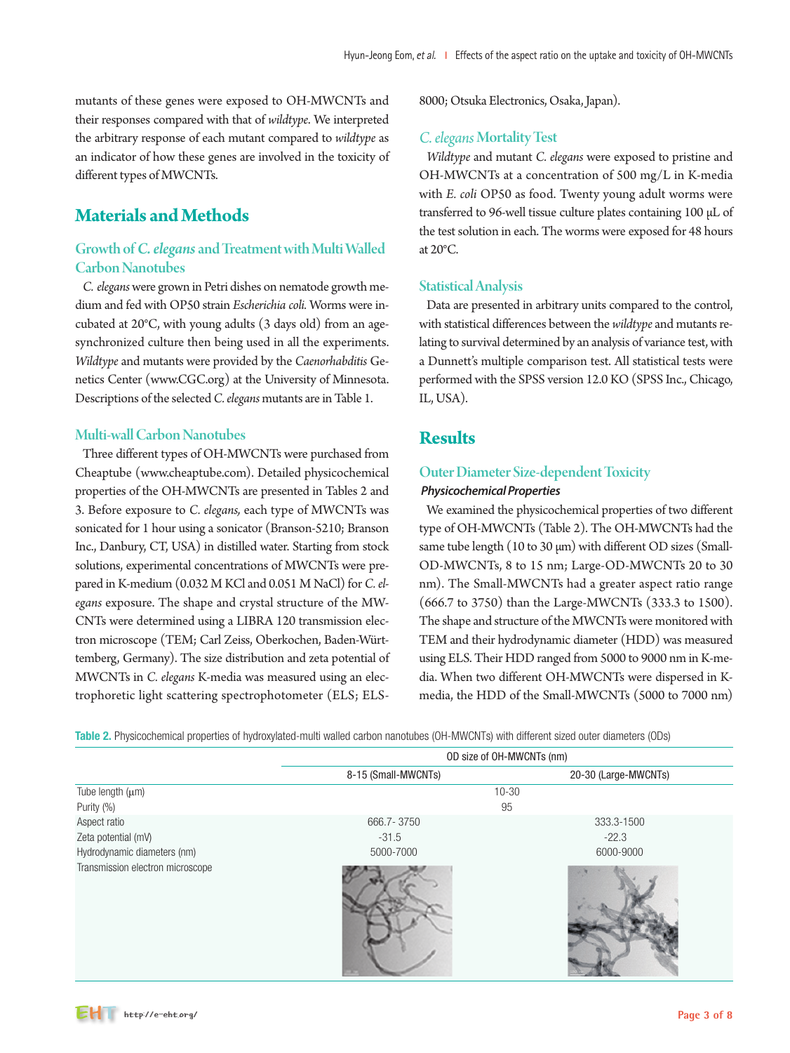mutants of these genes were exposed to OH-MWCNTs and their responses compared with that of *wildtype*. We interpreted the arbitrary response of each mutant compared to *wildtype* as an indicator of how these genes are involved in the toxicity of different types of MWCNTs.

## Materials and Methods

### Growth of *C. elegans* and Treatment with Multi Walled Carbon Nanotubes

*C. elegans* were grown in Petri dishes on nematode growth medium and fed with OP50 strain *Escherichia coli*. Worms were incubated at 20°C, with young adults (3 days old) from an age-synchronized culture then being used in all the experiments. *Wildtype* and mutants were provided by the *Caenorhabditis* Genetics Center (www.CGC.org) at the University of Minnesota. Descriptions of the selected *C. elegans* mutants are in Table 1.

### Multi-wall Carbon Nanotubes

Three different types of OH-MWCNTs were purchased from Cheaptube (www.cheaptube.com). Detailed physicochemical properties of the OH-MWCNTs are presented in Tables 2 and 3. Before exposure to *C. elegans,* each type of MWCNTs was sonicated for 1 hour using a sonicator (Branson-5210; Branson Inc., Danbury, CT, USA) in distilled water. Starting from stock solutions, experimental concentrations of MWCNTs were prepared in K-medium (0.032 M KCl and 0.051 M NaCl) for *C. elegans* exposure. The shape and crystal structure of the MWCNTs were determined using a LIBRA 120 transmission electron microscope (TEM; Carl Zeiss, Oberkochen, Baden-Württemberg, Germany). The size distribution and zeta potential of MWCNTs in *C. elegans* K-media was measured using an electrophoretic light scattering spectrophotometer (ELS; ELS-8000; Otsuka Electronics, Osaka, Japan).

### *C. elegans* Mortality Test

*Wildtype* and mutant *C. elegans* were exposed to pristine and OH-MWCNTs at a concentration of 500 mg/L in K-media with *E. coli* OP50 as food. Twenty young adult worms were transferred to 96-well tissue culture plates containing 100 μL of the test solution in each. The worms were exposed for 48 hours at 20°C.

### Statistical Analysis

Data are presented in arbitrary units compared to the control, with statistical differences between the *wildtype* and mutants relating to survival determined by an analysis of variance test, with a Dunnett's multiple comparison test. All statistical tests were performed with the SPSS version 12.0 KO (SPSS Inc., Chicago, IL, USA).

## Results

### Outer Diameter Size-dependent Toxicity

#### *Physicochemical Properties*

We examined the physicochemical properties of two different type of OH-MWCNTs (Table 2). The OH-MWCNTs had the same tube length (10 to 30 μm) with different OD sizes (Small-OD-MWCNTs, 8 to 15 nm; Large-OD-MWCNTs 20 to 30 nm). The Small-MWCNTs had a greater aspect ratio range (666.7 to 3750) than the Large-MWCNTs (333.3 to 1500). The shape and structure of the MWCNTs were monitored with TEM and their hydrodynamic diameter (HDD) was measured using ELS. Their HDD ranged from 5000 to 9000 nm in K-media. When two different OH-MWCNTs were dispersed in K-media, the HDD of the Small-MWCNTs (5000 to 7000 nm)

**Table 2.** Physicochemical properties of hydroxylated-multi walled carbon nanotubes (OH-MWCNTs) with different sized outer diameters (ODs)

| | OD size of OH-MWCNTs (nm) | |
|---|---|---|
| | 8-15 (Small-MWCNTs) | 20-30 (Large-MWCNTs) |
| Tube length (μm) | 10-30 | |
| Purity (%) | 95 | |
| Aspect ratio | 666.7- 3750 | 333.3-1500 |
| Zeta potential (mV) | -31.5 | -22.3 |
| Hydrodynamic diameters (nm) | 5000-7000 | 6000-9000 |
| Transmission electron microscope | | |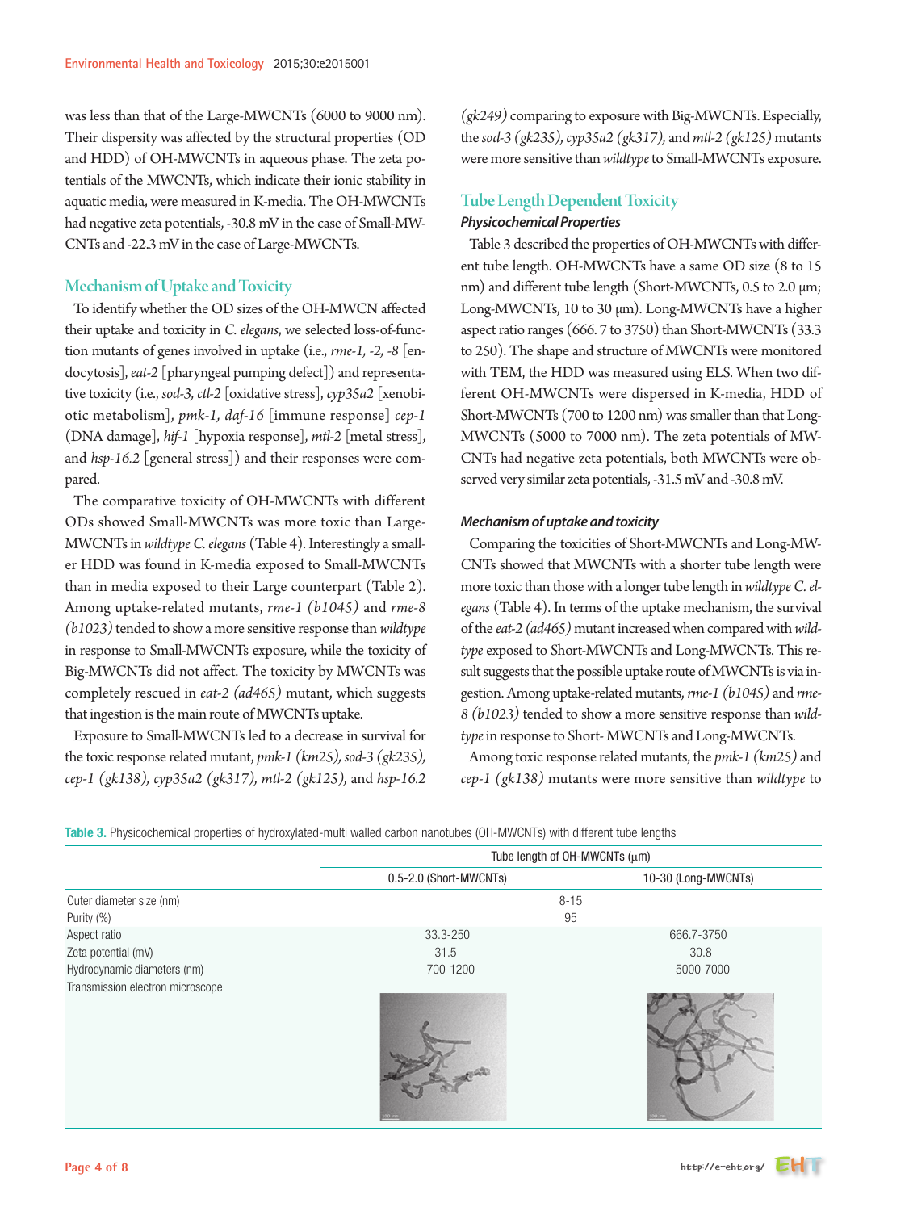was less than that of the Large-MWCNTs (6000 to 9000 nm). Their dispersity was affected by the structural properties (OD and HDD) of OH-MWCNTs in aqueous phase. The zeta potentials of the MWCNTs, which indicate their ionic stability in aquatic media, were measured in K-media. The OH-MWCNTs had negative zeta potentials, -30.8 mV in the case of Small-MWCNTs and -22.3 mV in the case of Large-MWCNTs.

## Mechanism of Uptake and Toxicity

To identify whether the OD sizes of the OH-MWCN affected their uptake and toxicity in *C. elegans*, we selected loss-of-function mutants of genes involved in uptake (i.e., *rme-1, -2, -8* [endocytosis], *eat-2* [pharyngeal pumping defect]) and representative toxicity (i.e., *sod-3, ctl-2* [oxidative stress], *cyp35a2* [xenobiotic metabolism], *pmk-1, daf-16* [immune response] *cep-1* (DNA damage], *hif-1* [hypoxia response], *mtl-2* [metal stress], and *hsp-16.2* [general stress]) and their responses were compared.

The comparative toxicity of OH-MWCNTs with different ODs showed Small-MWCNTs was more toxic than Large-MWCNTs in *wildtype C. elegans* (Table 4). Interestingly a smaller HDD was found in K-media exposed to Small-MWCNTs than in media exposed to their Large counterpart (Table 2). Among uptake-related mutants, *rme-1 (b1045)* and *rme-8 (b1023)* tended to show a more sensitive response than *wildtype* in response to Small-MWCNTs exposure, while the toxicity of Big-MWCNTs did not affect. The toxicity by MWCNTs was completely rescued in *eat-2 (ad465)* mutant, which suggests that ingestion is the main route of MWCNTs uptake.

Exposure to Small-MWCNTs led to a decrease in survival for the toxic response related mutant, *pmk-1 (km25), sod-3 (gk235), cep-1 (gk138), cyp35a2 (gk317), mtl-2 (gk125),* and *hsp-16.2 (gk249)* comparing to exposure with Big-MWCNTs. Especially, the *sod-3 (gk235), cyp35a2 (gk317),* and *mtl-2 (gk125)* mutants were more sensitive than *wildtype* to Small-MWCNTs exposure.

## Tube Length Dependent Toxicity

### Physicochemical Properties

Table 3 described the properties of OH-MWCNTs with different tube length. OH-MWCNTs have a same OD size (8 to 15 nm) and different tube length (Short-MWCNTs, 0.5 to 2.0 μm; Long-MWCNTs, 10 to 30 μm). Long-MWCNTs have a higher aspect ratio ranges (666. 7 to 3750) than Short-MWCNTs (33.3 to 250). The shape and structure of MWCNTs were monitored with TEM, the HDD was measured using ELS. When two different OH-MWCNTs were dispersed in K-media, HDD of Short-MWCNTs (700 to 1200 nm) was smaller than that Long-MWCNTs (5000 to 7000 nm). The zeta potentials of MWCNTs had negative zeta potentials, both MWCNTs were observed very similar zeta potentials, -31.5 mV and -30.8 mV.

### Mechanism of uptake and toxicity

Comparing the toxicities of Short-MWCNTs and Long-MWCNTs showed that MWCNTs with a shorter tube length were more toxic than those with a longer tube length in *wildtype C. elegans* (Table 4). In terms of the uptake mechanism, the survival of the *eat-2 (ad465)* mutant increased when compared with *wildtype* exposed to Short-MWCNTs and Long-MWCNTs. This result suggests that the possible uptake route of MWCNTs is via ingestion. Among uptake-related mutants, *rme-1 (b1045)* and *rme-8 (b1023)* tended to show a more sensitive response than *wildtype* in response to Short- MWCNTs and Long-MWCNTs.

Among toxic response related mutants, the *pmk-1 (km25)* and *cep-1 (gk138)* mutants were more sensitive than *wildtype* to

**Table 3.** Physicochemical properties of hydroxylated-multi walled carbon nanotubes (OH-MWCNTs) with different tube lengths

| | Tube length of OH-MWCNTs (μm) | |
|---|---|---|
| | 0.5-2.0 (Short-MWCNTs) | 10-30 (Long-MWCNTs) |
| Outer diameter size (nm) | 8-15 | |
| Purity (%) | 95 | |
| Aspect ratio | 33.3-250 | 666.7-3750 |
| Zeta potential (mV) | -31.5 | -30.8 |
| Hydrodynamic diameters (nm) | 700-1200 | 5000-7000 |
| Transmission electron microscope | | |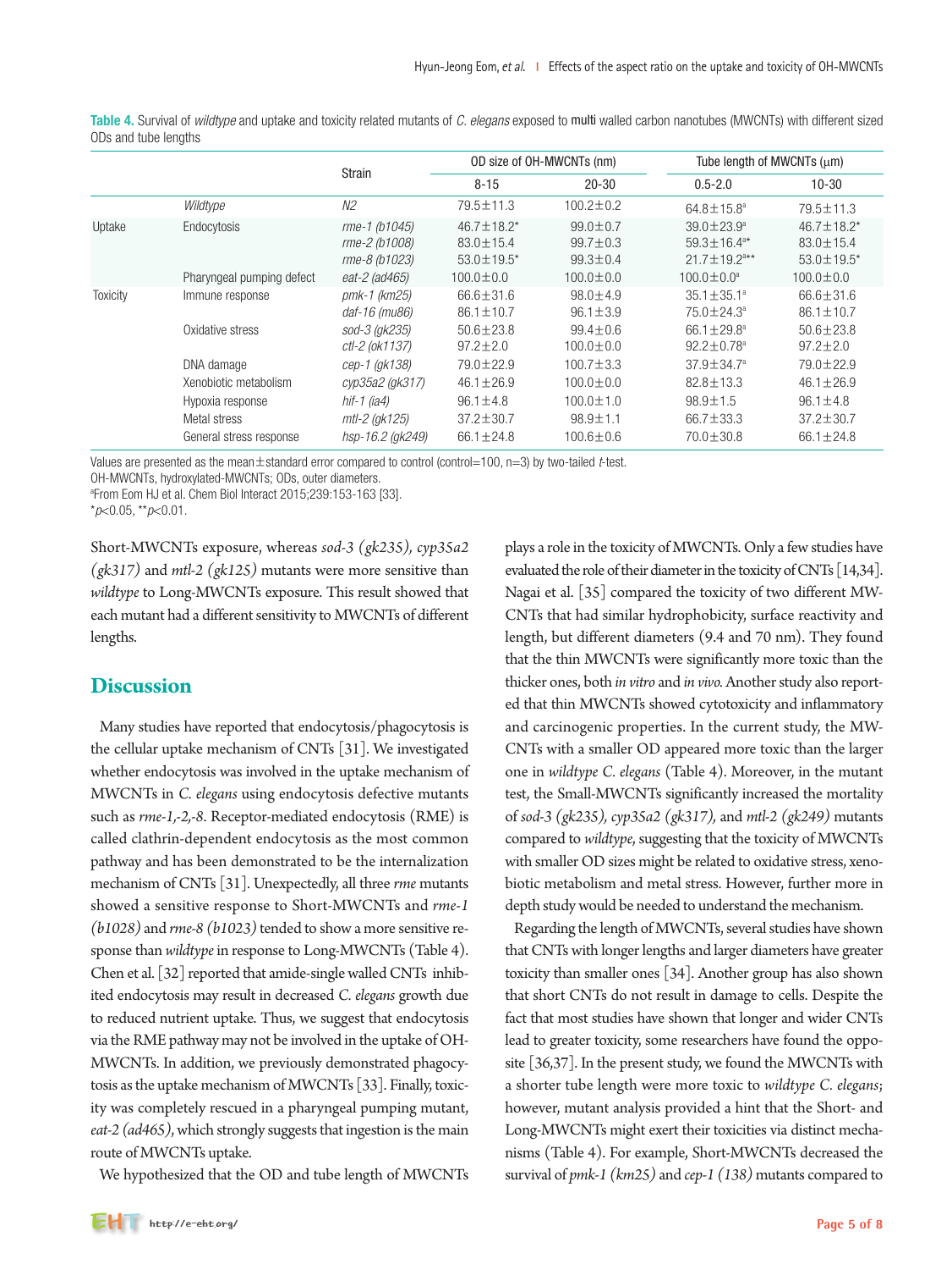**Table 4.** Survival of *wildtype* and uptake and toxicity related mutants of *C. elegans* exposed to multi walled carbon nanotubes (MWCNTs) with different sized ODs and tube lengths

| | | Strain | OD size of OH-MWCNTs (nm) | | Tube length of MWCNTs (μm) | |
|---|---|---|---|---|---|---|
| | | | 8-15 | 20-30 | 0.5-2.0 | 10-30 |
| | *Wildtype* | *N2* | 79.5±11.3 | 100.2±0.2 | 64.8±15.8[a] | 79.5±11.3 |
| Uptake | Endocytosis | *rme-1 (b1045)* | 46.7±18.2* | 99.0±0.7 | 39.0±23.9[a] | 46.7±18.2* |
| | | *rme-2 (b1008)* | 83.0±15.4 | 99.7±0.3 | 59.3±16.4[a]* | 83.0±15.4 |
| | | *rme-8 (b1023)* | 53.0±19.5* | 99.3±0.4 | 21.7±19.2[a]** | 53.0±19.5* |
| | Pharyngeal pumping defect | *eat-2 (ad465)* | 100.0±0.0 | 100.0±0.0 | 100.0±0.0[a] | 100.0±0.0 |
| Toxicity | Immune response | *pmk-1 (km25)* | 66.6±31.6 | 98.0±4.9 | 35.1±35.1[a] | 66.6±31.6 |
| | | *daf-16 (mu86)* | 86.1±10.7 | 96.1±3.9 | 75.0±24.3[a] | 86.1±10.7 |
| | Oxidative stress | *sod-3 (gk235)* | 50.6±23.8 | 99.4±0.6 | 66.1±29.8[a] | 50.6±23.8 |
| | | *ctl-2 (ok1137)* | 97.2±2.0 | 100.0±0.0 | 92.2±0.78[a] | 97.2±2.0 |
| | DNA damage | *cep-1 (gk138)* | 79.0±22.9 | 100.7±3.3 | 37.9±34.7[a] | 79.0±22.9 |
| | Xenobiotic metabolism | *cyp35a2 (gk317)* | 46.1±26.9 | 100.0±0.0 | 82.8±13.3 | 46.1±26.9 |
| | Hypoxia response | *hif-1 (ia4)* | 96.1±4.8 | 100.0±1.0 | 98.9±1.5 | 96.1±4.8 |
| | Metal stress | *mtl-2 (gk125)* | 37.2±30.7 | 98.9±1.1 | 66.7±33.3 | 37.2±30.7 |
| | General stress response | *hsp-16.2 (gk249)* | 66.1±24.8 | 100.6±0.6 | 70.0±30.8 | 66.1±24.8 |

Values are presented as the mean±standard error compared to control (control=100, n=3) by two-tailed *t*-test.
OH-MWCNTs, hydroxylated-MWCNTs; ODs, outer diameters.
[a]From Eom HJ et al. Chem Biol Interact 2015;239:153-163 [33].
*$p<0.05$, **$p<0.01$.

Short-MWCNTs exposure, whereas *sod-3 (gk235), cyp35a2 (gk317)* and *mtl-2 (gk125)* mutants were more sensitive than *wildtype* to Long-MWCNTs exposure. This result showed that each mutant had a different sensitivity to MWCNTs of different lengths.

## Discussion

Many studies have reported that endocytosis/phagocytosis is the cellular uptake mechanism of CNTs [31]. We investigated whether endocytosis was involved in the uptake mechanism of MWCNTs in *C. elegans* using endocytosis defective mutants such as *rme-1,-2,-8*. Receptor-mediated endocytosis (RME) is called clathrin-dependent endocytosis as the most common pathway and has been demonstrated to be the internalization mechanism of CNTs [31]. Unexpectedly, all three *rme* mutants showed a sensitive response to Short-MWCNTs and *rme-1 (b1028)* and *rme-8 (b1023)* tended to show a more sensitive response than *wildtype* in response to Long-MWCNTs (Table 4). Chen et al. [32] reported that amide-single walled CNTs inhibited endocytosis may result in decreased *C. elegans* growth due to reduced nutrient uptake. Thus, we suggest that endocytosis via the RME pathway may not be involved in the uptake of OH-MWCNTs. In addition, we previously demonstrated phagocytosis as the uptake mechanism of MWCNTs [33]. Finally, toxicity was completely rescued in a pharyngeal pumping mutant, *eat-2 (ad465)*, which strongly suggests that ingestion is the main route of MWCNTs uptake.

We hypothesized that the OD and tube length of MWCNTs plays a role in the toxicity of MWCNTs. Only a few studies have evaluated the role of their diameter in the toxicity of CNTs [14,34]. Nagai et al. [35] compared the toxicity of two different MWCNTs that had similar hydrophobicity, surface reactivity and length, but different diameters (9.4 and 70 nm). They found that the thin MWCNTs were significantly more toxic than the thicker ones, both *in vitro* and *in vivo*. Another study also reported that thin MWCNTs showed cytotoxicity and inflammatory and carcinogenic properties. In the current study, the MWCNTs with a smaller OD appeared more toxic than the larger one in *wildtype C. elegans* (Table 4). Moreover, in the mutant test, the Small-MWCNTs significantly increased the mortality of *sod-3 (gk235), cyp35a2 (gk317),* and *mtl-2 (gk249)* mutants compared to *wildtype*, suggesting that the toxicity of MWCNTs with smaller OD sizes might be related to oxidative stress, xenobiotic metabolism and metal stress. However, further more in depth study would be needed to understand the mechanism.

Regarding the length of MWCNTs, several studies have shown that CNTs with longer lengths and larger diameters have greater toxicity than smaller ones [34]. Another group has also shown that short CNTs do not result in damage to cells. Despite the fact that most studies have shown that longer and wider CNTs lead to greater toxicity, some researchers have found the opposite [36,37]. In the present study, we found the MWCNTs with a shorter tube length were more toxic to *wildtype C. elegans*; however, mutant analysis provided a hint that the Short- and Long-MWCNTs might exert their toxicities via distinct mechanisms (Table 4). For example, Short-MWCNTs decreased the survival of *pmk-1 (km25)* and *cep-1 (138)* mutants compared to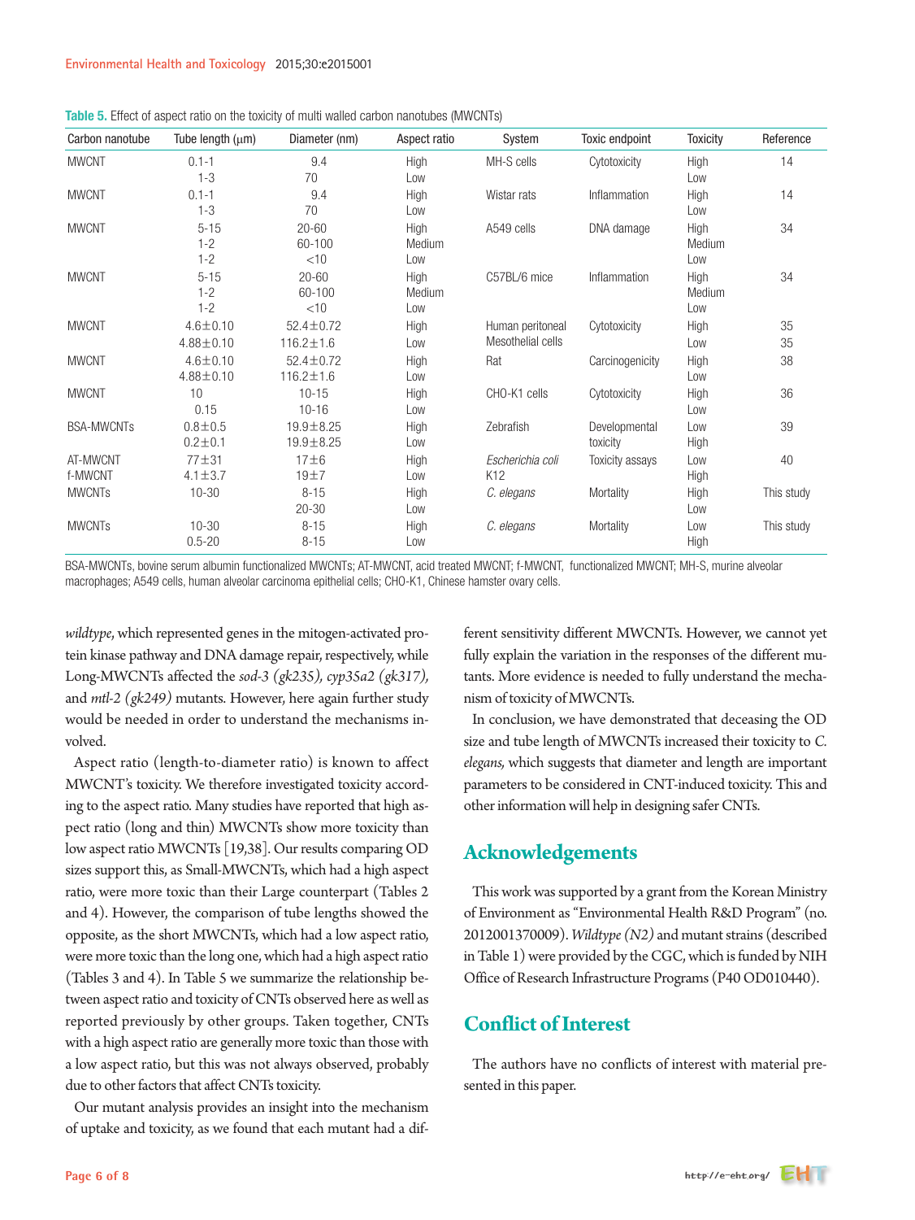**Table 5.** Effect of aspect ratio on the toxicity of multi walled carbon nanotubes (MWCNTs)

| Carbon nanotube | Tube length (μm) | Diameter (nm) | Aspect ratio | System | Toxic endpoint | Toxicity | Reference |
|---|---|---|---|---|---|---|---|
| MWCNT | 0.1-1 | 9.4 | High | MH-S cells | Cytotoxicity | High | 14 |
| | 1-3 | 70 | Low | | | Low | |
| MWCNT | 0.1-1 | 9.4 | High | Wistar rats | Inflammation | High | 14 |
| | 1-3 | 70 | Low | | | Low | |
| MWCNT | 5-15 | 20-60 | High | A549 cells | DNA damage | High | 34 |
| | 1-2 | 60-100 | Medium | | | Medium | |
| | 1-2 | <10 | Low | | | Low | |
| MWCNT | 5-15 | 20-60 | High | C57BL/6 mice | Inflammation | High | 34 |
| | 1-2 | 60-100 | Medium | | | Medium | |
| | 1-2 | <10 | Low | | | Low | |
| MWCNT | 4.6±0.10 | 52.4±0.72 | High | Human peritoneal | Cytotoxicity | High | 35 |
| | 4.88±0.10 | 116.2±1.6 | Low | Mesothelial cells | | Low | 35 |
| MWCNT | 4.6±0.10 | 52.4±0.72 | High | Rat | Carcinogenicity | High | 38 |
| | 4.88±0.10 | 116.2±1.6 | Low | | | Low | |
| MWCNT | 10 | 10-15 | High | CHO-K1 cells | Cytotoxicity | High | 36 |
| | 0.15 | 10-16 | Low | | | Low | |
| BSA-MWCNTs | 0.8±0.5 | 19.9±8.25 | High | Zebrafish | Developmental | Low | 39 |
| | 0.2±0.1 | 19.9±8.25 | Low | | toxicity | High | |
| AT-MWCNT | 77±31 | 17±6 | High | *Escherichia coli* | Toxicity assays | Low | 40 |
| f-MWCNT | 4.1±3.7 | 19±7 | Low | K12 | | High | |
| MWCNTs | 10-30 | 8-15 | High | *C. elegans* | Mortality | High | This study |
| | | 20-30 | Low | | | Low | |
| MWCNTs | 10-30 | 8-15 | High | *C. elegans* | Mortality | Low | This study |
| | 0.5-20 | 8-15 | Low | | | High | |

BSA-MWCNTs, bovine serum albumin functionalized MWCNTs; AT-MWCNT, acid treated MWCNT; f-MWCNT, functionalized MWCNT; MH-S, murine alveolar macrophages; A549 cells, human alveolar carcinoma epithelial cells; CHO-K1, Chinese hamster ovary cells.

*wildtype*, which represented genes in the mitogen-activated protein kinase pathway and DNA damage repair, respectively, while Long-MWCNTs affected the *sod-3 (gk235), cyp35a2 (gk317),* and *mtl-2 (gk249)* mutants. However, here again further study would be needed in order to understand the mechanisms involved.

Aspect ratio (length-to-diameter ratio) is known to affect MWCNT's toxicity. We therefore investigated toxicity according to the aspect ratio. Many studies have reported that high aspect ratio (long and thin) MWCNTs show more toxicity than low aspect ratio MWCNTs [19,38]. Our results comparing OD sizes support this, as Small-MWCNTs, which had a high aspect ratio, were more toxic than their Large counterpart (Tables 2 and 4). However, the comparison of tube lengths showed the opposite, as the short MWCNTs, which had a low aspect ratio, were more toxic than the long one, which had a high aspect ratio (Tables 3 and 4). In Table 5 we summarize the relationship between aspect ratio and toxicity of CNTs observed here as well as reported previously by other groups. Taken together, CNTs with a high aspect ratio are generally more toxic than those with a low aspect ratio, but this was not always observed, probably due to other factors that affect CNTs toxicity.

Our mutant analysis provides an insight into the mechanism of uptake and toxicity, as we found that each mutant had a different sensitivity different MWCNTs. However, we cannot yet fully explain the variation in the responses of the different mutants. More evidence is needed to fully understand the mechanism of toxicity of MWCNTs.

In conclusion, we have demonstrated that deceasing the OD size and tube length of MWCNTs increased their toxicity to *C. elegans,* which suggests that diameter and length are important parameters to be considered in CNT-induced toxicity. This and other information will help in designing safer CNTs.

## Acknowledgements

This work was supported by a grant from the Korean Ministry of Environment as "Environmental Health R&D Program" (no. 2012001370009). *Wildtype (N2)* and mutant strains (described in Table 1) were provided by the CGC, which is funded by NIH Office of Research Infrastructure Programs (P40 OD010440).

## Conflict of Interest

The authors have no conflicts of interest with material presented in this paper.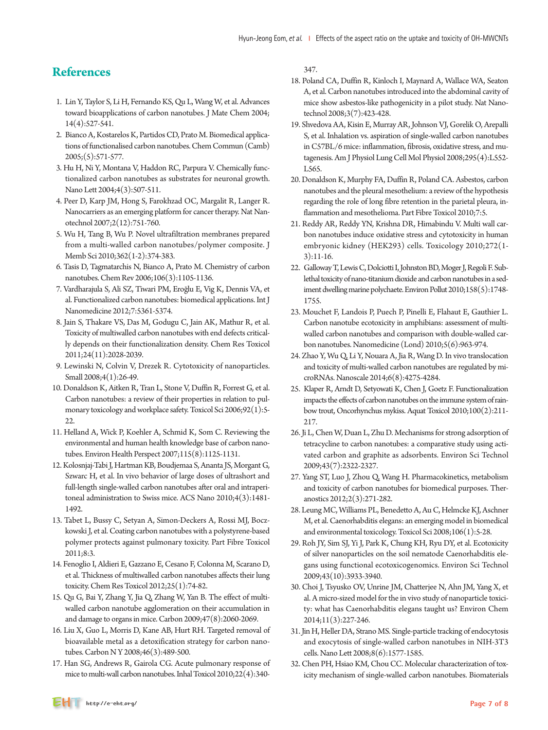## References

1. Lin Y, Taylor S, Li H, Fernando KS, Qu L, Wang W, et al. Advances toward bioapplications of carbon nanotubes. J Mate Chem 2004; 14(4):527-541.
2. Bianco A, Kostarelos K, Partidos CD, Prato M. Biomedical applications of functionalised carbon nanotubes. Chem Commun (Camb) 2005;(5):571-577.
3. Hu H, Ni Y, Montana V, Haddon RC, Parpura V. Chemically functionalized carbon nanotubes as substrates for neuronal growth. Nano Lett 2004;4(3):507-511.
4. Peer D, Karp JM, Hong S, Farokhzad OC, Margalit R, Langer R. Nanocarriers as an emerging platform for cancer therapy. Nat Nanotechnol 2007;2(12):751-760.
5. Wu H, Tang B, Wu P. Novel ultrafiltration membranes prepared from a multi-walled carbon nanotubes/polymer composite. J Memb Sci 2010;362(1-2):374-383.
6. Tasis D, Tagmatarchis N, Bianco A, Prato M. Chemistry of carbon nanotubes. Chem Rev 2006;106(3):1105-1136.
7. Vardharajula S, Ali SZ, Tiwari PM, Eroğlu E, Vig K, Dennis VA, et al. Functionalized carbon nanotubes: biomedical applications. Int J Nanomedicine 2012;7:5361-5374.
8. Jain S, Thakare VS, Das M, Godugu C, Jain AK, Mathur R, et al. Toxicity of multiwalled carbon nanotubes with end defects critically depends on their functionalization density. Chem Res Toxicol 2011;24(11):2028-2039.
9. Lewinski N, Colvin V, Drezek R. Cytotoxicity of nanoparticles. Small 2008;4(1):26-49.
10. Donaldson K, Aitken R, Tran L, Stone V, Duffin R, Forrest G, et al. Carbon nanotubes: a review of their properties in relation to pulmonary toxicology and workplace safety. Toxicol Sci 2006;92(1):5-22.
11. Helland A, Wick P, Koehler A, Schmid K, Som C. Reviewing the environmental and human health knowledge base of carbon nanotubes. Environ Health Perspect 2007;115(8):1125-1131.
12. Kolosnjaj-Tabi J, Hartman KB, Boudjemaa S, Ananta JS, Morgant G, Szwarc H, et al. In vivo behavior of large doses of ultrashort and full-length single-walled carbon nanotubes after oral and intraperitoneal administration to Swiss mice. ACS Nano 2010;4(3):1481-1492.
13. Tabet L, Bussy C, Setyan A, Simon-Deckers A, Rossi MJ, Boczkowski J, et al. Coating carbon nanotubes with a polystyrene-based polymer protects against pulmonary toxicity. Part Fibre Toxicol 2011;8:3.
14. Fenoglio I, Aldieri E, Gazzano E, Cesano F, Colonna M, Scarano D, et al. Thickness of multiwalled carbon nanotubes affects their lung toxicity. Chem Res Toxicol 2012;25(1):74-82.
15. Qu G, Bai Y, Zhang Y, Jia Q, Zhang W, Yan B. The effect of multiwalled carbon nanotube agglomeration on their accumulation in and damage to organs in mice. Carbon 2009;47(8):2060-2069.
16. Liu X, Guo L, Morris D, Kane AB, Hurt RH. Targeted removal of bioavailable metal as a detoxification strategy for carbon nanotubes. Carbon N Y 2008;46(3):489-500.
17. Han SG, Andrews R, Gairola CG. Acute pulmonary response of mice to multi-wall carbon nanotubes. Inhal Toxicol 2010;22(4):340-347.
18. Poland CA, Duffin R, Kinloch I, Maynard A, Wallace WA, Seaton A, et al. Carbon nanotubes introduced into the abdominal cavity of mice show asbestos-like pathogenicity in a pilot study. Nat Nanotechnol 2008;3(7):423-428.
19. Shvedova AA, Kisin E, Murray AR, Johnson VJ, Gorelik O, Arepalli S, et al. Inhalation vs. aspiration of single-walled carbon nanotubes in C57BL/6 mice: inflammation, fibrosis, oxidative stress, and mutagenesis. Am J Physiol Lung Cell Mol Physiol 2008;295(4):L552-L565.
20. Donaldson K, Murphy FA, Duffin R, Poland CA. Asbestos, carbon nanotubes and the pleural mesothelium: a review of the hypothesis regarding the role of long fibre retention in the parietal pleura, inflammation and mesothelioma. Part Fibre Toxicol 2010;7:5.
21. Reddy AR, Reddy YN, Krishna DR, Himabindu V. Multi wall carbon nanotubes induce oxidative stress and cytotoxicity in human embryonic kidney (HEK293) cells. Toxicology 2010;272(1-3):11-16.
22. Galloway T, Lewis C, Dolciotti I, Johnston BD, Moger J, Regoli F. Sublethal toxicity of nano-titanium dioxide and carbon nanotubes in a sediment dwelling marine polychaete. Environ Pollut 2010;158(5):1748-1755.
23. Mouchet F, Landois P, Puech P, Pinelli E, Flahaut E, Gauthier L. Carbon nanotube ecotoxicity in amphibians: assessment of multiwalled carbon nanotubes and comparison with double-walled carbon nanotubes. Nanomedicine (Lond) 2010;5(6):963-974.
24. Zhao Y, Wu Q, Li Y, Nouara A, Jia R, Wang D. In vivo translocation and toxicity of multi-walled carbon nanotubes are regulated by microRNAs. Nanoscale 2014;6(8):4275-4284.
25. Klaper R, Arndt D, Setyowati K, Chen J, Goetz F. Functionalization impacts the effects of carbon nanotubes on the immune system of rainbow trout, Oncorhynchus mykiss. Aquat Toxicol 2010;100(2):211-217.
26. Ji L, Chen W, Duan L, Zhu D. Mechanisms for strong adsorption of tetracycline to carbon nanotubes: a comparative study using activated carbon and graphite as adsorbents. Environ Sci Technol 2009;43(7):2322-2327.
27. Yang ST, Luo J, Zhou Q, Wang H. Pharmacokinetics, metabolism and toxicity of carbon nanotubes for biomedical purposes. Theranostics 2012;2(3):271-282.
28. Leung MC, Williams PL, Benedetto A, Au C, Helmcke KJ, Aschner M, et al. Caenorhabditis elegans: an emerging model in biomedical and environmental toxicology. Toxicol Sci 2008;106(1):5-28.
29. Roh JY, Sim SJ, Yi J, Park K, Chung KH, Ryu DY, et al. Ecotoxicity of silver nanoparticles on the soil nematode Caenorhabditis elegans using functional ecotoxicogenomics. Environ Sci Technol 2009;43(10):3933-3940.
30. Choi J, Tsyusko OV, Unrine JM, Chatterjee N, Ahn JM, Yang X, et al. A micro-sized model for the in vivo study of nanoparticle toxicity: what has Caenorhabditis elegans taught us? Environ Chem 2014;11(3):227-246.
31. Jin H, Heller DA, Strano MS. Single-particle tracking of endocytosis and exocytosis of single-walled carbon nanotubes in NIH-3T3 cells. Nano Lett 2008;8(6):1577-1585.
32. Chen PH, Hsiao KM, Chou CC. Molecular characterization of toxicity mechanism of single-walled carbon nanotubes. Biomaterials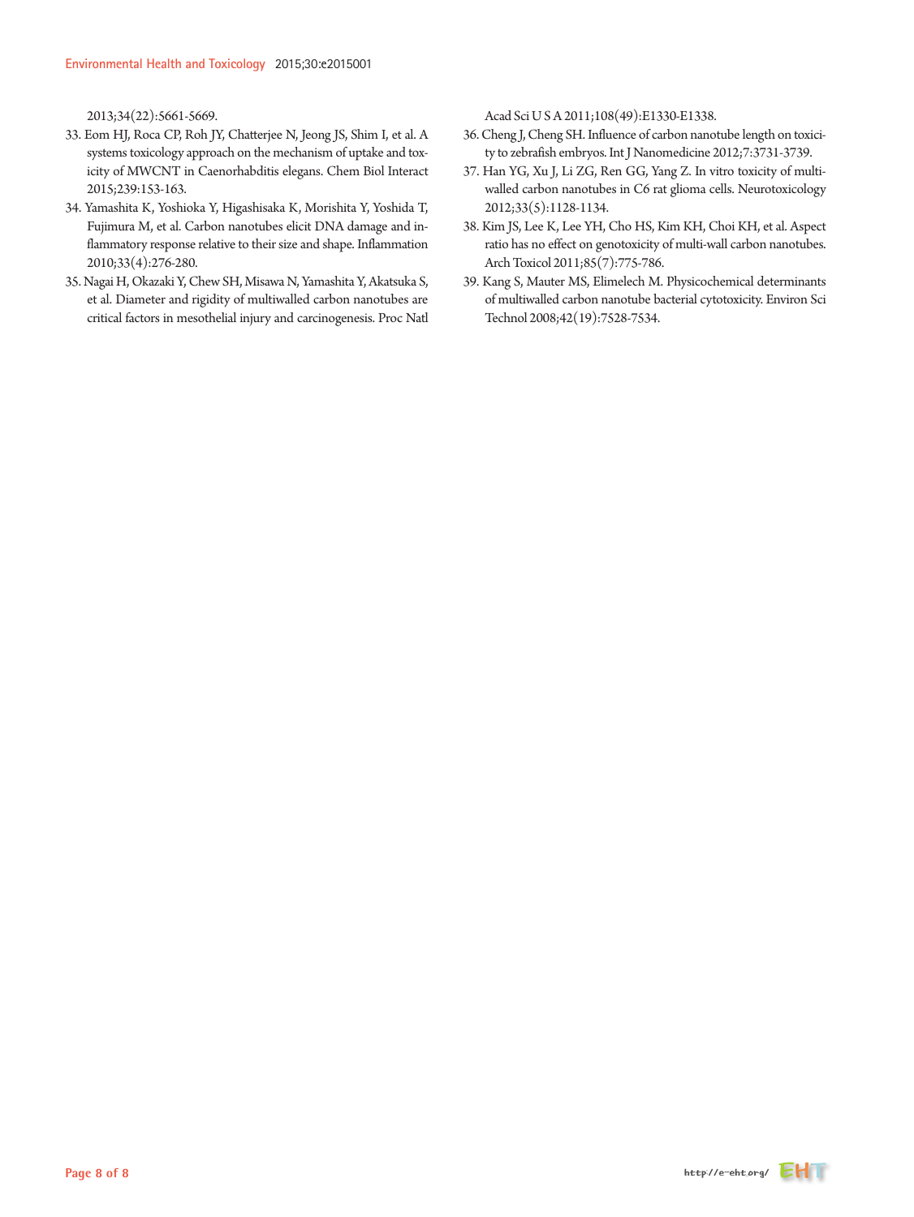2013;34(22):5661-5669.

33. Eom HJ, Roca CP, Roh JY, Chatterjee N, Jeong JS, Shim I, et al. A systems toxicology approach on the mechanism of uptake and toxicity of MWCNT in Caenorhabditis elegans. Chem Biol Interact 2015;239:153-163.
34. Yamashita K, Yoshioka Y, Higashisaka K, Morishita Y, Yoshida T, Fujimura M, et al. Carbon nanotubes elicit DNA damage and inflammatory response relative to their size and shape. Inflammation 2010;33(4):276-280.
35. Nagai H, Okazaki Y, Chew SH, Misawa N, Yamashita Y, Akatsuka S, et al. Diameter and rigidity of multiwalled carbon nanotubes are critical factors in mesothelial injury and carcinogenesis. Proc Natl Acad Sci U S A 2011;108(49):E1330-E1338.
36. Cheng J, Cheng SH. Influence of carbon nanotube length on toxicity to zebrafish embryos. Int J Nanomedicine 2012;7:3731-3739.
37. Han YG, Xu J, Li ZG, Ren GG, Yang Z. In vitro toxicity of multiwalled carbon nanotubes in C6 rat glioma cells. Neurotoxicology 2012;33(5):1128-1134.
38. Kim JS, Lee K, Lee YH, Cho HS, Kim KH, Choi KH, et al. Aspect ratio has no effect on genotoxicity of multi-wall carbon nanotubes. Arch Toxicol 2011;85(7):775-786.
39. Kang S, Mauter MS, Elimelech M. Physicochemical determinants of multiwalled carbon nanotube bacterial cytotoxicity. Environ Sci Technol 2008;42(19):7528-7534.